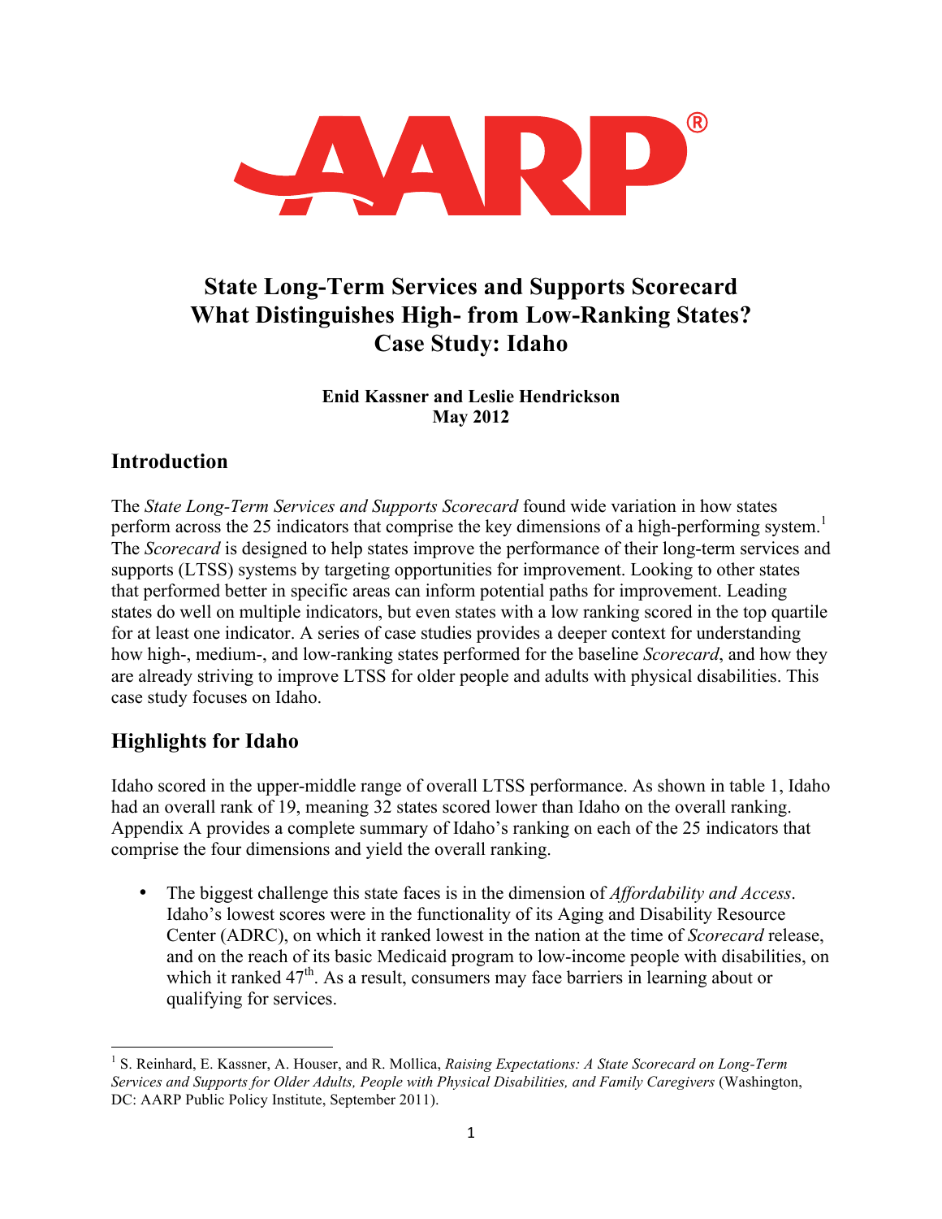AARP®

# State Long-Term Services and Supports Scorecard
# What Distinguishes High- from Low-Ranking States?
# Case Study: Idaho

**Enid Kassner and Leslie Hendrickson**
**May 2012**

## Introduction

The *State Long-Term Services and Supports Scorecard* found wide variation in how states perform across the 25 indicators that comprise the key dimensions of a high-performing system.[1] The *Scorecard* is designed to help states improve the performance of their long-term services and supports (LTSS) systems by targeting opportunities for improvement. Looking to other states that performed better in specific areas can inform potential paths for improvement. Leading states do well on multiple indicators, but even states with a low ranking scored in the top quartile for at least one indicator. A series of case studies provides a deeper context for understanding how high-, medium-, and low-ranking states performed for the baseline *Scorecard*, and how they are already striving to improve LTSS for older people and adults with physical disabilities. This case study focuses on Idaho.

## Highlights for Idaho

Idaho scored in the upper-middle range of overall LTSS performance. As shown in table 1, Idaho had an overall rank of 19, meaning 32 states scored lower than Idaho on the overall ranking. Appendix A provides a complete summary of Idaho's ranking on each of the 25 indicators that comprise the four dimensions and yield the overall ranking.

- The biggest challenge this state faces is in the dimension of *Affordability and Access*. Idaho's lowest scores were in the functionality of its Aging and Disability Resource Center (ADRC), on which it ranked lowest in the nation at the time of *Scorecard* release, and on the reach of its basic Medicaid program to low-income people with disabilities, on which it ranked 47th. As a result, consumers may face barriers in learning about or qualifying for services.

---

[1] S. Reinhard, E. Kassner, A. Houser, and R. Mollica, *Raising Expectations: A State Scorecard on Long-Term Services and Supports for Older Adults, People with Physical Disabilities, and Family Caregivers* (Washington, DC: AARP Public Policy Institute, September 2011).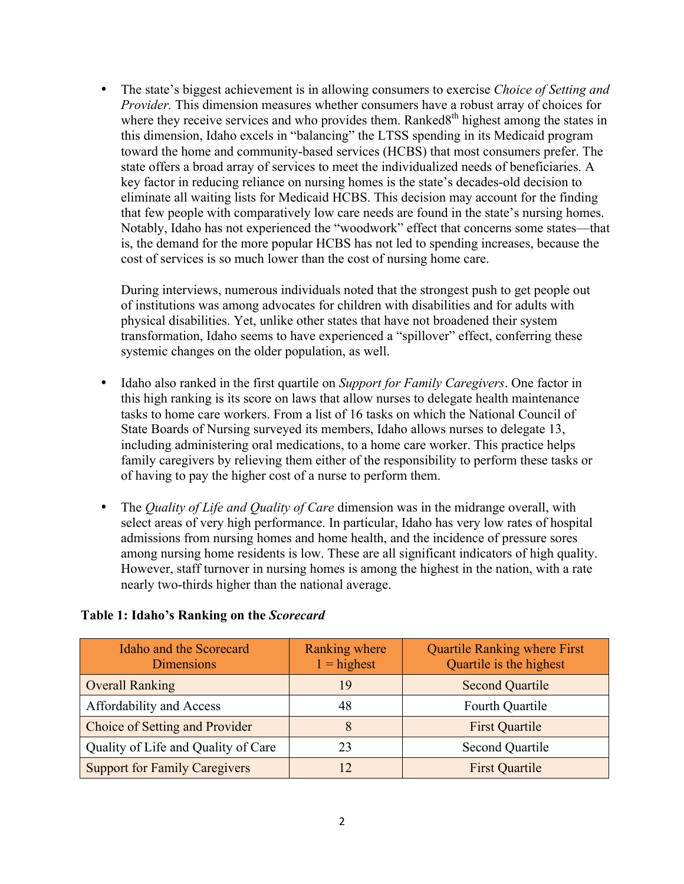- The state's biggest achievement is in allowing consumers to exercise *Choice of Setting and Provider.* This dimension measures whether consumers have a robust array of choices for where they receive services and who provides them. Ranked8th highest among the states in this dimension, Idaho excels in "balancing" the LTSS spending in its Medicaid program toward the home and community-based services (HCBS) that most consumers prefer. The state offers a broad array of services to meet the individualized needs of beneficiaries. A key factor in reducing reliance on nursing homes is the state's decades-old decision to eliminate all waiting lists for Medicaid HCBS. This decision may account for the finding that few people with comparatively low care needs are found in the state's nursing homes. Notably, Idaho has not experienced the "woodwork" effect that concerns some states—that is, the demand for the more popular HCBS has not led to spending increases, because the cost of services is so much lower than the cost of nursing home care.

  During interviews, numerous individuals noted that the strongest push to get people out of institutions was among advocates for children with disabilities and for adults with physical disabilities. Yet, unlike other states that have not broadened their system transformation, Idaho seems to have experienced a "spillover" effect, conferring these systemic changes on the older population, as well.

- Idaho also ranked in the first quartile on *Support for Family Caregivers*. One factor in this high ranking is its score on laws that allow nurses to delegate health maintenance tasks to home care workers. From a list of 16 tasks on which the National Council of State Boards of Nursing surveyed its members, Idaho allows nurses to delegate 13, including administering oral medications, to a home care worker. This practice helps family caregivers by relieving them either of the responsibility to perform these tasks or of having to pay the higher cost of a nurse to perform them.

- The *Quality of Life and Quality of Care* dimension was in the midrange overall, with select areas of very high performance. In particular, Idaho has very low rates of hospital admissions from nursing homes and home health, and the incidence of pressure sores among nursing home residents is low. These are all significant indicators of high quality. However, staff turnover in nursing homes is among the highest in the nation, with a rate nearly two-thirds higher than the national average.

**Table 1: Idaho's Ranking on the *Scorecard***

| Idaho and the Scorecard Dimensions | Ranking where 1 = highest | Quartile Ranking where First Quartile is the highest |
|---|---|---|
| Overall Ranking | 19 | Second Quartile |
| Affordability and Access | 48 | Fourth Quartile |
| Choice of Setting and Provider | 8 | First Quartile |
| Quality of Life and Quality of Care | 23 | Second Quartile |
| Support for Family Caregivers | 12 | First Quartile |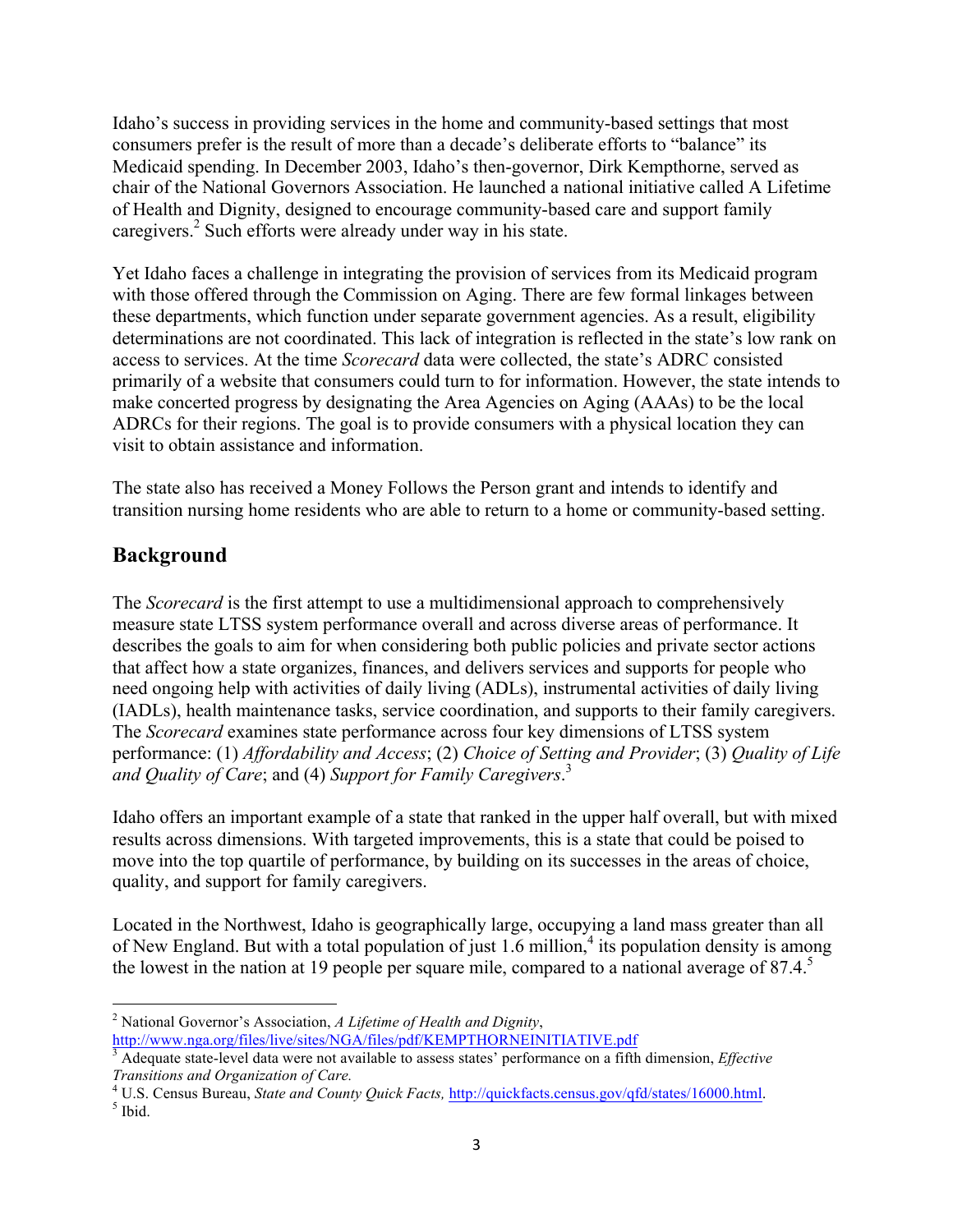Idaho's success in providing services in the home and community-based settings that most consumers prefer is the result of more than a decade's deliberate efforts to "balance" its Medicaid spending. In December 2003, Idaho's then-governor, Dirk Kempthorne, served as chair of the National Governors Association. He launched a national initiative called A Lifetime of Health and Dignity, designed to encourage community-based care and support family caregivers.[2] Such efforts were already under way in his state.

Yet Idaho faces a challenge in integrating the provision of services from its Medicaid program with those offered through the Commission on Aging. There are few formal linkages between these departments, which function under separate government agencies. As a result, eligibility determinations are not coordinated. This lack of integration is reflected in the state's low rank on access to services. At the time *Scorecard* data were collected, the state's ADRC consisted primarily of a website that consumers could turn to for information. However, the state intends to make concerted progress by designating the Area Agencies on Aging (AAAs) to be the local ADRCs for their regions. The goal is to provide consumers with a physical location they can visit to obtain assistance and information.

The state also has received a Money Follows the Person grant and intends to identify and transition nursing home residents who are able to return to a home or community-based setting.

## Background

The *Scorecard* is the first attempt to use a multidimensional approach to comprehensively measure state LTSS system performance overall and across diverse areas of performance. It describes the goals to aim for when considering both public policies and private sector actions that affect how a state organizes, finances, and delivers services and supports for people who need ongoing help with activities of daily living (ADLs), instrumental activities of daily living (IADLs), health maintenance tasks, service coordination, and supports to their family caregivers. The *Scorecard* examines state performance across four key dimensions of LTSS system performance: (1) *Affordability and Access*; (2) *Choice of Setting and Provider*; (3) *Quality of Life and Quality of Care*; and (4) *Support for Family Caregivers*.[3]

Idaho offers an important example of a state that ranked in the upper half overall, but with mixed results across dimensions. With targeted improvements, this is a state that could be poised to move into the top quartile of performance, by building on its successes in the areas of choice, quality, and support for family caregivers.

Located in the Northwest, Idaho is geographically large, occupying a land mass greater than all of New England. But with a total population of just 1.6 million,[4] its population density is among the lowest in the nation at 19 people per square mile, compared to a national average of 87.4.[5]

---

[2] National Governor's Association, *A Lifetime of Health and Dignity*, http://www.nga.org/files/live/sites/NGA/files/pdf/KEMPTHORNEINITIATIVE.pdf

[3] Adequate state-level data were not available to assess states' performance on a fifth dimension, *Effective Transitions and Organization of Care.*

[4] U.S. Census Bureau, *State and County Quick Facts,* http://quickfacts.census.gov/qfd/states/16000.html.

[5] Ibid.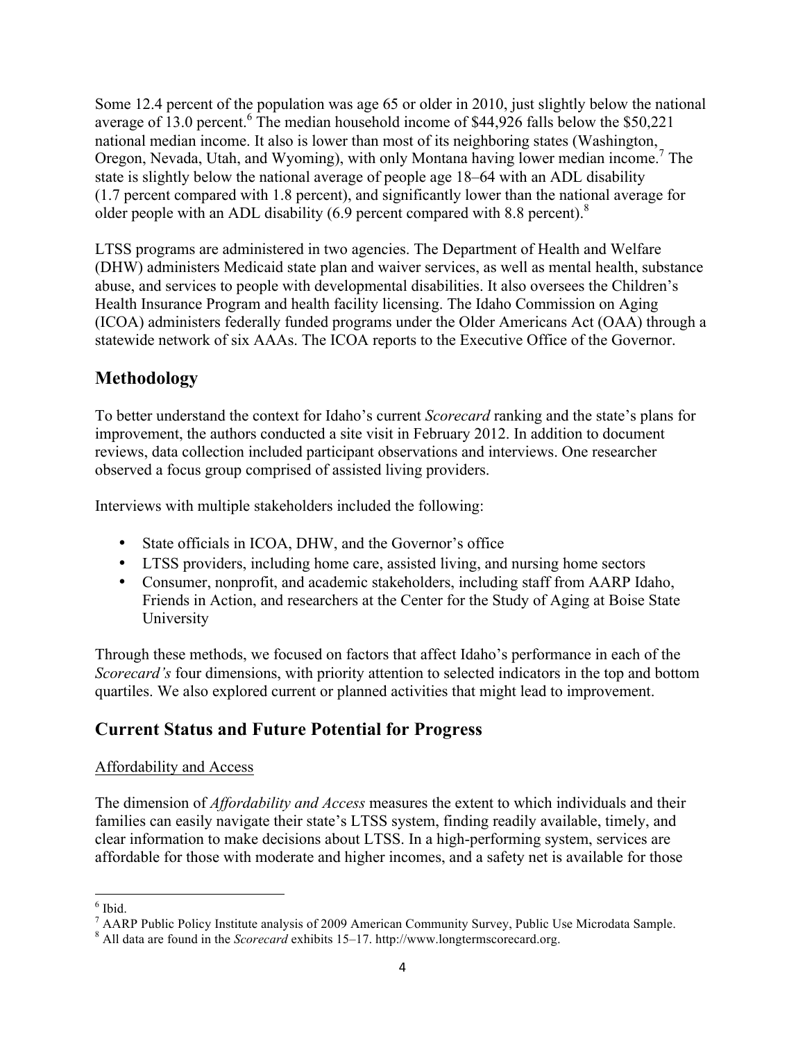Some 12.4 percent of the population was age 65 or older in 2010, just slightly below the national average of 13.0 percent.[6] The median household income of $44,926 falls below the $50,221 national median income. It also is lower than most of its neighboring states (Washington, Oregon, Nevada, Utah, and Wyoming), with only Montana having lower median income.[7] The state is slightly below the national average of people age 18–64 with an ADL disability (1.7 percent compared with 1.8 percent), and significantly lower than the national average for older people with an ADL disability (6.9 percent compared with 8.8 percent).[8]

LTSS programs are administered in two agencies. The Department of Health and Welfare (DHW) administers Medicaid state plan and waiver services, as well as mental health, substance abuse, and services to people with developmental disabilities. It also oversees the Children's Health Insurance Program and health facility licensing. The Idaho Commission on Aging (ICOA) administers federally funded programs under the Older Americans Act (OAA) through a statewide network of six AAAs. The ICOA reports to the Executive Office of the Governor.

## Methodology

To better understand the context for Idaho's current *Scorecard* ranking and the state's plans for improvement, the authors conducted a site visit in February 2012. In addition to document reviews, data collection included participant observations and interviews. One researcher observed a focus group comprised of assisted living providers.

Interviews with multiple stakeholders included the following:

- State officials in ICOA, DHW, and the Governor's office
- LTSS providers, including home care, assisted living, and nursing home sectors
- Consumer, nonprofit, and academic stakeholders, including staff from AARP Idaho, Friends in Action, and researchers at the Center for the Study of Aging at Boise State University

Through these methods, we focused on factors that affect Idaho's performance in each of the *Scorecard's* four dimensions, with priority attention to selected indicators in the top and bottom quartiles. We also explored current or planned activities that might lead to improvement.

## Current Status and Future Potential for Progress

Affordability and Access

The dimension of *Affordability and Access* measures the extent to which individuals and their families can easily navigate their state's LTSS system, finding readily available, timely, and clear information to make decisions about LTSS. In a high-performing system, services are affordable for those with moderate and higher incomes, and a safety net is available for those

---

[6] Ibid.

[7] AARP Public Policy Institute analysis of 2009 American Community Survey, Public Use Microdata Sample.

[8] All data are found in the *Scorecard* exhibits 15–17. http://www.longtermscorecard.org.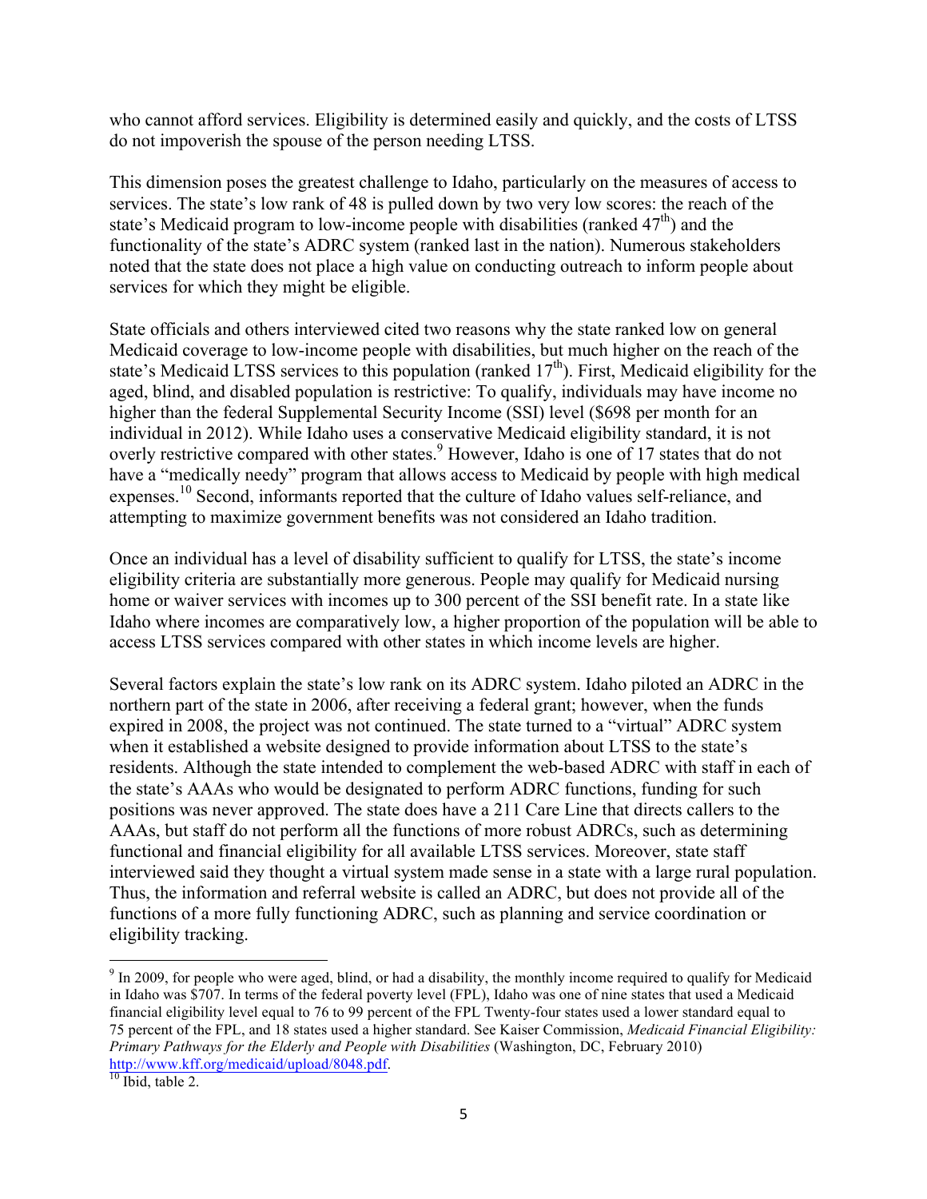who cannot afford services. Eligibility is determined easily and quickly, and the costs of LTSS do not impoverish the spouse of the person needing LTSS.

This dimension poses the greatest challenge to Idaho, particularly on the measures of access to services. The state's low rank of 48 is pulled down by two very low scores: the reach of the state's Medicaid program to low-income people with disabilities (ranked 47th) and the functionality of the state's ADRC system (ranked last in the nation). Numerous stakeholders noted that the state does not place a high value on conducting outreach to inform people about services for which they might be eligible.

State officials and others interviewed cited two reasons why the state ranked low on general Medicaid coverage to low-income people with disabilities, but much higher on the reach of the state's Medicaid LTSS services to this population (ranked 17th). First, Medicaid eligibility for the aged, blind, and disabled population is restrictive: To qualify, individuals may have income no higher than the federal Supplemental Security Income (SSI) level ($698 per month for an individual in 2012). While Idaho uses a conservative Medicaid eligibility standard, it is not overly restrictive compared with other states.[9] However, Idaho is one of 17 states that do not have a "medically needy" program that allows access to Medicaid by people with high medical expenses.[10] Second, informants reported that the culture of Idaho values self-reliance, and attempting to maximize government benefits was not considered an Idaho tradition.

Once an individual has a level of disability sufficient to qualify for LTSS, the state's income eligibility criteria are substantially more generous. People may qualify for Medicaid nursing home or waiver services with incomes up to 300 percent of the SSI benefit rate. In a state like Idaho where incomes are comparatively low, a higher proportion of the population will be able to access LTSS services compared with other states in which income levels are higher.

Several factors explain the state's low rank on its ADRC system. Idaho piloted an ADRC in the northern part of the state in 2006, after receiving a federal grant; however, when the funds expired in 2008, the project was not continued. The state turned to a "virtual" ADRC system when it established a website designed to provide information about LTSS to the state's residents. Although the state intended to complement the web-based ADRC with staff in each of the state's AAAs who would be designated to perform ADRC functions, funding for such positions was never approved. The state does have a 211 Care Line that directs callers to the AAAs, but staff do not perform all the functions of more robust ADRCs, such as determining functional and financial eligibility for all available LTSS services. Moreover, state staff interviewed said they thought a virtual system made sense in a state with a large rural population. Thus, the information and referral website is called an ADRC, but does not provide all of the functions of a more fully functioning ADRC, such as planning and service coordination or eligibility tracking.

---

[9] In 2009, for people who were aged, blind, or had a disability, the monthly income required to qualify for Medicaid in Idaho was $707. In terms of the federal poverty level (FPL), Idaho was one of nine states that used a Medicaid financial eligibility level equal to 76 to 99 percent of the FPL Twenty-four states used a lower standard equal to 75 percent of the FPL, and 18 states used a higher standard. See Kaiser Commission, *Medicaid Financial Eligibility: Primary Pathways for the Elderly and People with Disabilities* (Washington, DC, February 2010) http://www.kff.org/medicaid/upload/8048.pdf.

[10] Ibid, table 2.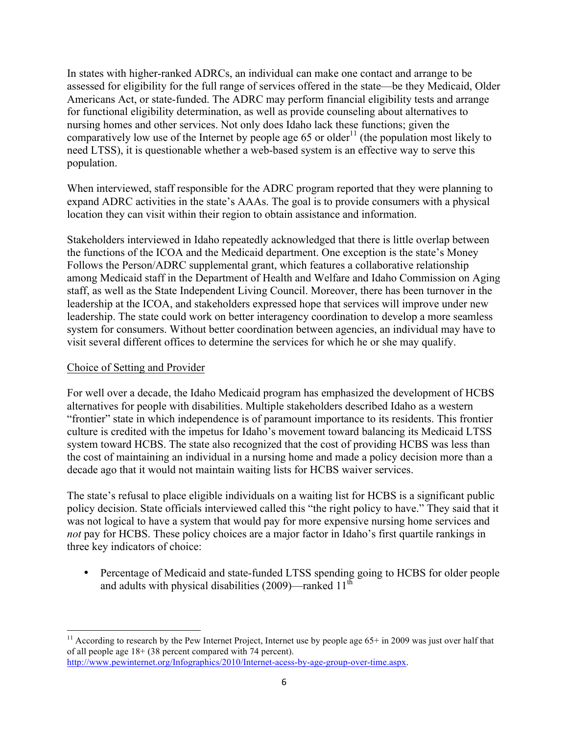In states with higher-ranked ADRCs, an individual can make one contact and arrange to be assessed for eligibility for the full range of services offered in the state—be they Medicaid, Older Americans Act, or state-funded. The ADRC may perform financial eligibility tests and arrange for functional eligibility determination, as well as provide counseling about alternatives to nursing homes and other services. Not only does Idaho lack these functions; given the comparatively low use of the Internet by people age 65 or older[11] (the population most likely to need LTSS), it is questionable whether a web-based system is an effective way to serve this population.

When interviewed, staff responsible for the ADRC program reported that they were planning to expand ADRC activities in the state's AAAs. The goal is to provide consumers with a physical location they can visit within their region to obtain assistance and information.

Stakeholders interviewed in Idaho repeatedly acknowledged that there is little overlap between the functions of the ICOA and the Medicaid department. One exception is the state's Money Follows the Person/ADRC supplemental grant, which features a collaborative relationship among Medicaid staff in the Department of Health and Welfare and Idaho Commission on Aging staff, as well as the State Independent Living Council. Moreover, there has been turnover in the leadership at the ICOA, and stakeholders expressed hope that services will improve under new leadership. The state could work on better interagency coordination to develop a more seamless system for consumers. Without better coordination between agencies, an individual may have to visit several different offices to determine the services for which he or she may qualify.

Choice of Setting and Provider

For well over a decade, the Idaho Medicaid program has emphasized the development of HCBS alternatives for people with disabilities. Multiple stakeholders described Idaho as a western "frontier" state in which independence is of paramount importance to its residents. This frontier culture is credited with the impetus for Idaho's movement toward balancing its Medicaid LTSS system toward HCBS. The state also recognized that the cost of providing HCBS was less than the cost of maintaining an individual in a nursing home and made a policy decision more than a decade ago that it would not maintain waiting lists for HCBS waiver services.

The state's refusal to place eligible individuals on a waiting list for HCBS is a significant public policy decision. State officials interviewed called this "the right policy to have." They said that it was not logical to have a system that would pay for more expensive nursing home services and *not* pay for HCBS. These policy choices are a major factor in Idaho's first quartile rankings in three key indicators of choice:

- Percentage of Medicaid and state-funded LTSS spending going to HCBS for older people and adults with physical disabilities (2009)—ranked 11th

---

[11] According to research by the Pew Internet Project, Internet use by people age 65+ in 2009 was just over half that of all people age 18+ (38 percent compared with 74 percent). http://www.pewinternet.org/Infographics/2010/Internet-acess-by-age-group-over-time.aspx.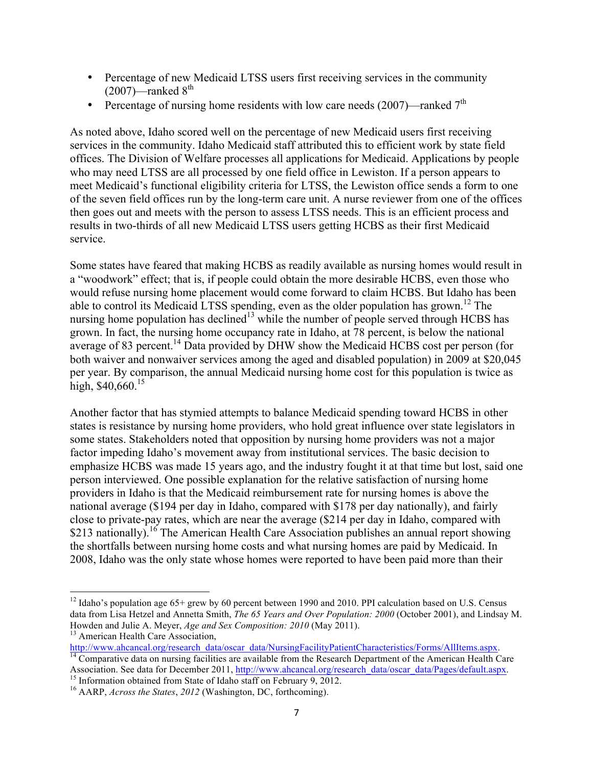- Percentage of new Medicaid LTSS users first receiving services in the community (2007)—ranked 8th
- Percentage of nursing home residents with low care needs (2007)—ranked 7th

As noted above, Idaho scored well on the percentage of new Medicaid users first receiving services in the community. Idaho Medicaid staff attributed this to efficient work by state field offices. The Division of Welfare processes all applications for Medicaid. Applications by people who may need LTSS are all processed by one field office in Lewiston. If a person appears to meet Medicaid's functional eligibility criteria for LTSS, the Lewiston office sends a form to one of the seven field offices run by the long-term care unit. A nurse reviewer from one of the offices then goes out and meets with the person to assess LTSS needs. This is an efficient process and results in two-thirds of all new Medicaid LTSS users getting HCBS as their first Medicaid service.

Some states have feared that making HCBS as readily available as nursing homes would result in a "woodwork" effect; that is, if people could obtain the more desirable HCBS, even those who would refuse nursing home placement would come forward to claim HCBS. But Idaho has been able to control its Medicaid LTSS spending, even as the older population has grown.[12] The nursing home population has declined[13] while the number of people served through HCBS has grown. In fact, the nursing home occupancy rate in Idaho, at 78 percent, is below the national average of 83 percent.[14] Data provided by DHW show the Medicaid HCBS cost per person (for both waiver and nonwaiver services among the aged and disabled population) in 2009 at $20,045 per year. By comparison, the annual Medicaid nursing home cost for this population is twice as high, $40,660.[15]

Another factor that has stymied attempts to balance Medicaid spending toward HCBS in other states is resistance by nursing home providers, who hold great influence over state legislators in some states. Stakeholders noted that opposition by nursing home providers was not a major factor impeding Idaho's movement away from institutional services. The basic decision to emphasize HCBS was made 15 years ago, and the industry fought it at that time but lost, said one person interviewed. One possible explanation for the relative satisfaction of nursing home providers in Idaho is that the Medicaid reimbursement rate for nursing homes is above the national average ($194 per day in Idaho, compared with $178 per day nationally), and fairly close to private-pay rates, which are near the average ($214 per day in Idaho, compared with $213 nationally).[16] The American Health Care Association publishes an annual report showing the shortfalls between nursing home costs and what nursing homes are paid by Medicaid. In 2008, Idaho was the only state whose homes were reported to have been paid more than their

---

[12] Idaho's population age 65+ grew by 60 percent between 1990 and 2010. PPI calculation based on U.S. Census data from Lisa Hetzel and Annetta Smith, *The 65 Years and Over Population: 2000* (October 2001), and Lindsay M. Howden and Julie A. Meyer, *Age and Sex Composition: 2010* (May 2011).

[13] American Health Care Association, http://www.ahcancal.org/research_data/oscar_data/NursingFacilityPatientCharacteristics/Forms/AllItems.aspx.

[14] Comparative data on nursing facilities are available from the Research Department of the American Health Care Association. See data for December 2011, http://www.ahcancal.org/research_data/oscar_data/Pages/default.aspx.

[15] Information obtained from State of Idaho staff on February 9, 2012.

[16] AARP, *Across the States, 2012* (Washington, DC, forthcoming).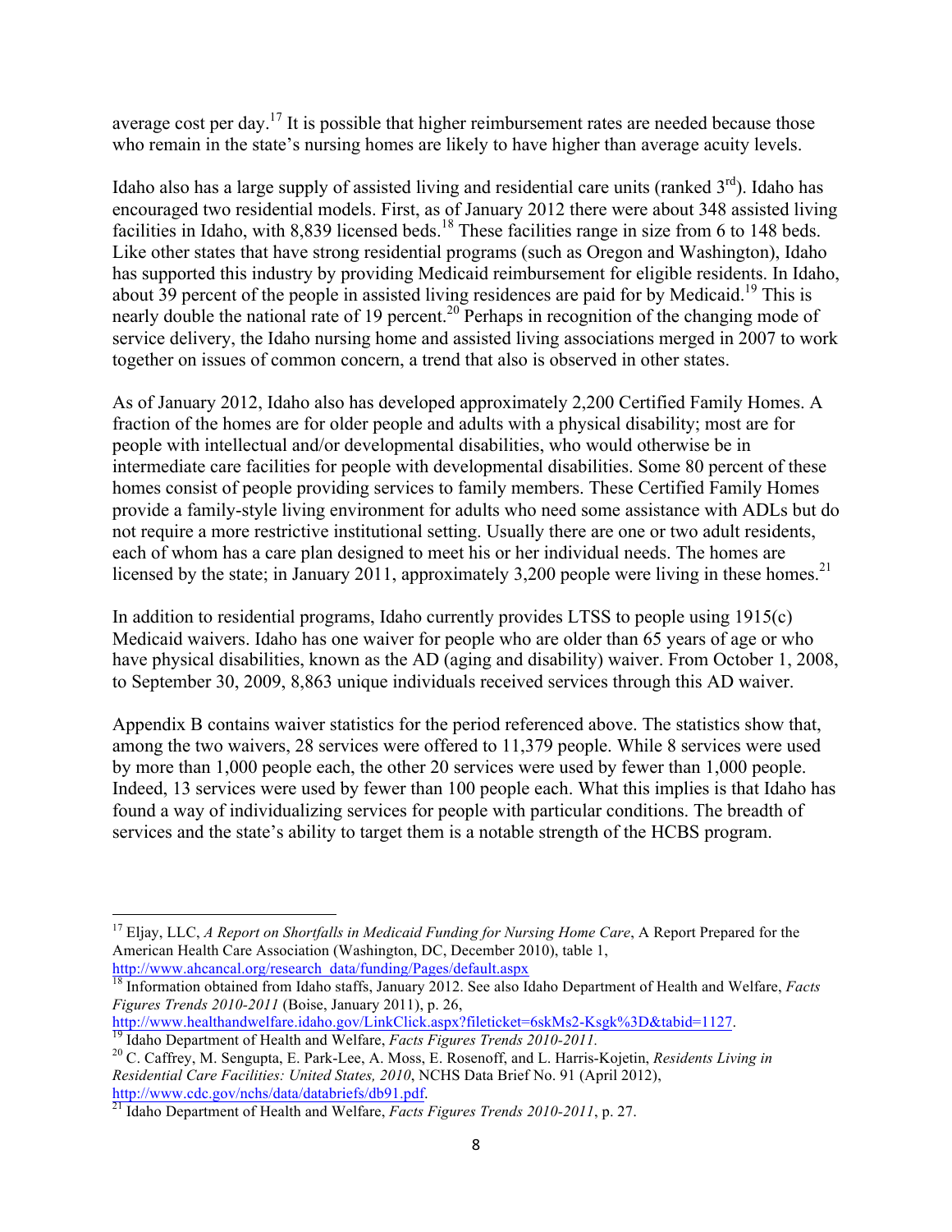average cost per day.[17] It is possible that higher reimbursement rates are needed because those who remain in the state's nursing homes are likely to have higher than average acuity levels.

Idaho also has a large supply of assisted living and residential care units (ranked 3rd). Idaho has encouraged two residential models. First, as of January 2012 there were about 348 assisted living facilities in Idaho, with 8,839 licensed beds.[18] These facilities range in size from 6 to 148 beds. Like other states that have strong residential programs (such as Oregon and Washington), Idaho has supported this industry by providing Medicaid reimbursement for eligible residents. In Idaho, about 39 percent of the people in assisted living residences are paid for by Medicaid.[19] This is nearly double the national rate of 19 percent.[20] Perhaps in recognition of the changing mode of service delivery, the Idaho nursing home and assisted living associations merged in 2007 to work together on issues of common concern, a trend that also is observed in other states.

As of January 2012, Idaho also has developed approximately 2,200 Certified Family Homes. A fraction of the homes are for older people and adults with a physical disability; most are for people with intellectual and/or developmental disabilities, who would otherwise be in intermediate care facilities for people with developmental disabilities. Some 80 percent of these homes consist of people providing services to family members. These Certified Family Homes provide a family-style living environment for adults who need some assistance with ADLs but do not require a more restrictive institutional setting. Usually there are one or two adult residents, each of whom has a care plan designed to meet his or her individual needs. The homes are licensed by the state; in January 2011, approximately 3,200 people were living in these homes.[21]

In addition to residential programs, Idaho currently provides LTSS to people using 1915(c) Medicaid waivers. Idaho has one waiver for people who are older than 65 years of age or who have physical disabilities, known as the AD (aging and disability) waiver. From October 1, 2008, to September 30, 2009, 8,863 unique individuals received services through this AD waiver.

Appendix B contains waiver statistics for the period referenced above. The statistics show that, among the two waivers, 28 services were offered to 11,379 people. While 8 services were used by more than 1,000 people each, the other 20 services were used by fewer than 1,000 people. Indeed, 13 services were used by fewer than 100 people each. What this implies is that Idaho has found a way of individualizing services for people with particular conditions. The breadth of services and the state's ability to target them is a notable strength of the HCBS program.

---

[17] Eljay, LLC, *A Report on Shortfalls in Medicaid Funding for Nursing Home Care*, A Report Prepared for the American Health Care Association (Washington, DC, December 2010), table 1, http://www.ahcancal.org/research_data/funding/Pages/default.aspx

[18] Information obtained from Idaho staffs, January 2012. See also Idaho Department of Health and Welfare, *Facts Figures Trends 2010-2011* (Boise, January 2011), p. 26, http://www.healthandwelfare.idaho.gov/LinkClick.aspx?fileticket=6skMs2-Ksgk%3D&tabid=1127.

[19] Idaho Department of Health and Welfare, *Facts Figures Trends 2010-2011.*

[20] C. Caffrey, M. Sengupta, E. Park-Lee, A. Moss, E. Rosenoff, and L. Harris-Kojetin, *Residents Living in Residential Care Facilities: United States, 2010*, NCHS Data Brief No. 91 (April 2012), http://www.cdc.gov/nchs/data/databriefs/db91.pdf.

[21] Idaho Department of Health and Welfare, *Facts Figures Trends 2010-2011*, p. 27.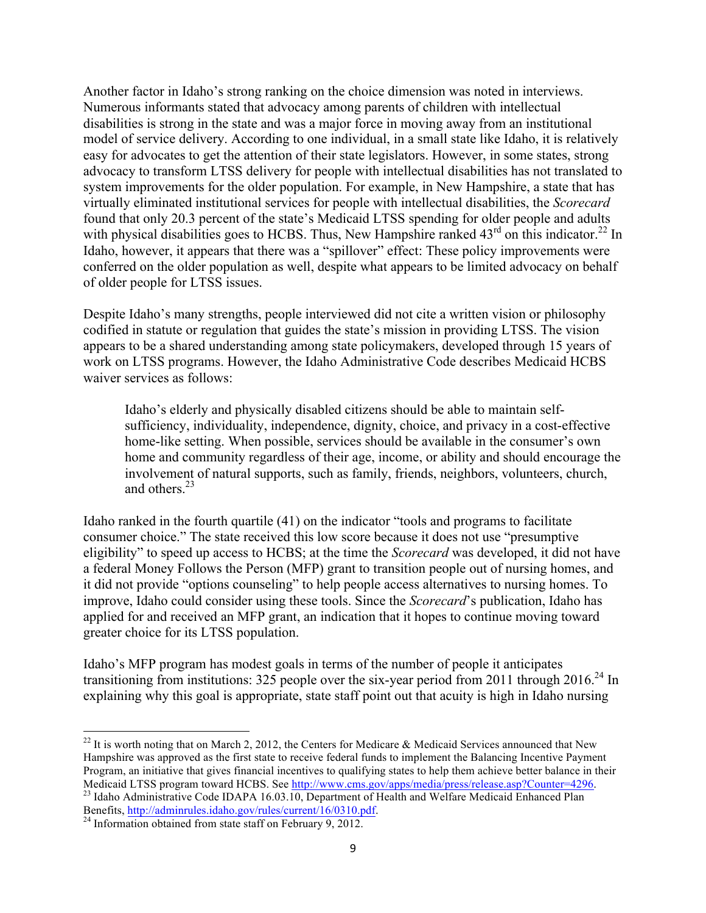Another factor in Idaho's strong ranking on the choice dimension was noted in interviews. Numerous informants stated that advocacy among parents of children with intellectual disabilities is strong in the state and was a major force in moving away from an institutional model of service delivery. According to one individual, in a small state like Idaho, it is relatively easy for advocates to get the attention of their state legislators. However, in some states, strong advocacy to transform LTSS delivery for people with intellectual disabilities has not translated to system improvements for the older population. For example, in New Hampshire, a state that has virtually eliminated institutional services for people with intellectual disabilities, the *Scorecard* found that only 20.3 percent of the state's Medicaid LTSS spending for older people and adults with physical disabilities goes to HCBS. Thus, New Hampshire ranked 43rd on this indicator.[22] In Idaho, however, it appears that there was a "spillover" effect: These policy improvements were conferred on the older population as well, despite what appears to be limited advocacy on behalf of older people for LTSS issues.

Despite Idaho's many strengths, people interviewed did not cite a written vision or philosophy codified in statute or regulation that guides the state's mission in providing LTSS. The vision appears to be a shared understanding among state policymakers, developed through 15 years of work on LTSS programs. However, the Idaho Administrative Code describes Medicaid HCBS waiver services as follows:

> Idaho's elderly and physically disabled citizens should be able to maintain self-sufficiency, individuality, independence, dignity, choice, and privacy in a cost-effective home-like setting. When possible, services should be available in the consumer's own home and community regardless of their age, income, or ability and should encourage the involvement of natural supports, such as family, friends, neighbors, volunteers, church, and others.[23]

Idaho ranked in the fourth quartile (41) on the indicator "tools and programs to facilitate consumer choice." The state received this low score because it does not use "presumptive eligibility" to speed up access to HCBS; at the time the *Scorecard* was developed, it did not have a federal Money Follows the Person (MFP) grant to transition people out of nursing homes, and it did not provide "options counseling" to help people access alternatives to nursing homes. To improve, Idaho could consider using these tools. Since the *Scorecard*'s publication, Idaho has applied for and received an MFP grant, an indication that it hopes to continue moving toward greater choice for its LTSS population.

Idaho's MFP program has modest goals in terms of the number of people it anticipates transitioning from institutions: 325 people over the six-year period from 2011 through 2016.[24] In explaining why this goal is appropriate, state staff point out that acuity is high in Idaho nursing

---

[22] It is worth noting that on March 2, 2012, the Centers for Medicare & Medicaid Services announced that New Hampshire was approved as the first state to receive federal funds to implement the Balancing Incentive Payment Program, an initiative that gives financial incentives to qualifying states to help them achieve better balance in their Medicaid LTSS program toward HCBS. See http://www.cms.gov/apps/media/press/release.asp?Counter=4296.

[23] Idaho Administrative Code IDAPA 16.03.10, Department of Health and Welfare Medicaid Enhanced Plan Benefits, http://adminrules.idaho.gov/rules/current/16/0310.pdf.

[24] Information obtained from state staff on February 9, 2012.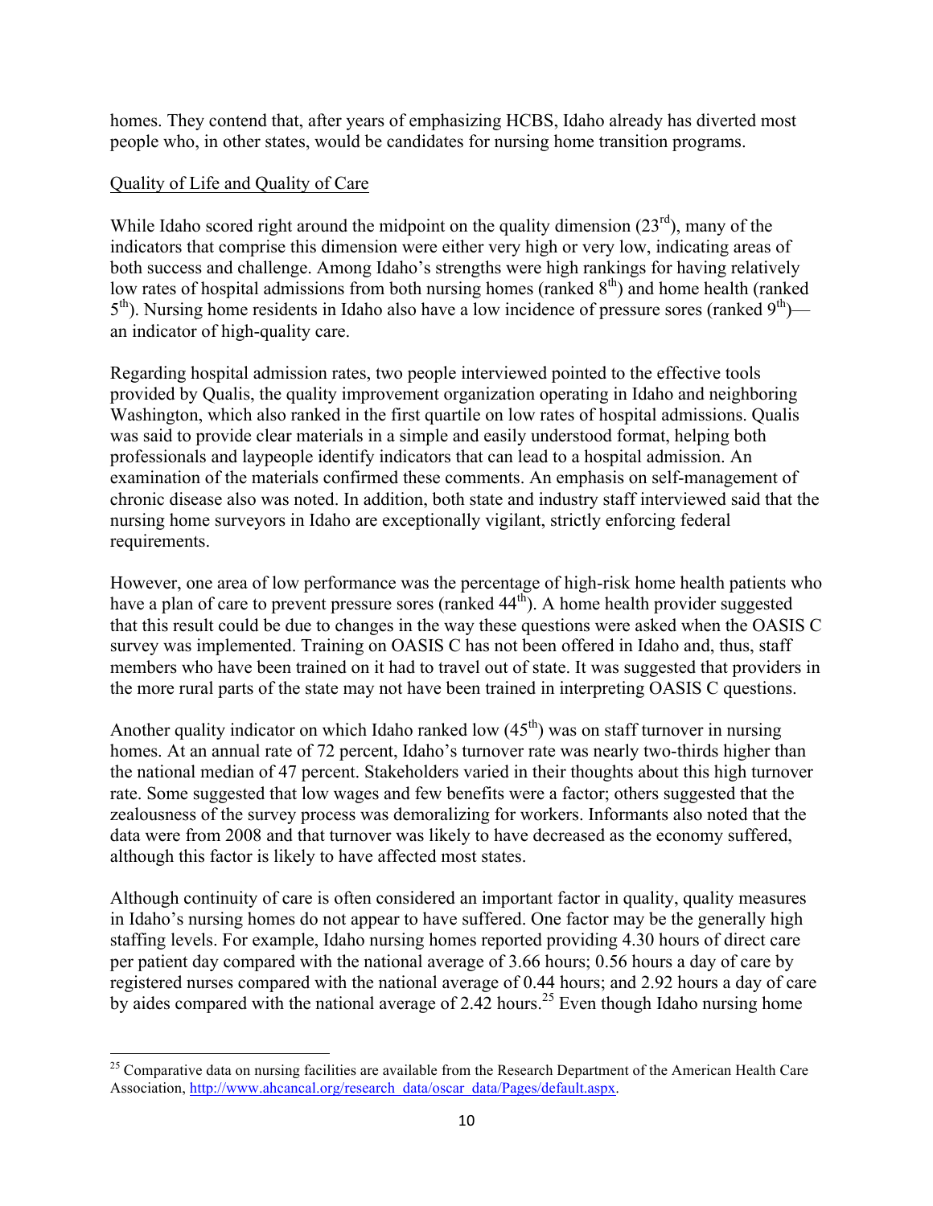homes. They contend that, after years of emphasizing HCBS, Idaho already has diverted most people who, in other states, would be candidates for nursing home transition programs.

<u>Quality of Life and Quality of Care</u>

While Idaho scored right around the midpoint on the quality dimension (23rd), many of the indicators that comprise this dimension were either very high or very low, indicating areas of both success and challenge. Among Idaho's strengths were high rankings for having relatively low rates of hospital admissions from both nursing homes (ranked 8th) and home health (ranked 5th). Nursing home residents in Idaho also have a low incidence of pressure sores (ranked 9th)—an indicator of high-quality care.

Regarding hospital admission rates, two people interviewed pointed to the effective tools provided by Qualis, the quality improvement organization operating in Idaho and neighboring Washington, which also ranked in the first quartile on low rates of hospital admissions. Qualis was said to provide clear materials in a simple and easily understood format, helping both professionals and laypeople identify indicators that can lead to a hospital admission. An examination of the materials confirmed these comments. An emphasis on self-management of chronic disease also was noted. In addition, both state and industry staff interviewed said that the nursing home surveyors in Idaho are exceptionally vigilant, strictly enforcing federal requirements.

However, one area of low performance was the percentage of high-risk home health patients who have a plan of care to prevent pressure sores (ranked 44th). A home health provider suggested that this result could be due to changes in the way these questions were asked when the OASIS C survey was implemented. Training on OASIS C has not been offered in Idaho and, thus, staff members who have been trained on it had to travel out of state. It was suggested that providers in the more rural parts of the state may not have been trained in interpreting OASIS C questions.

Another quality indicator on which Idaho ranked low (45th) was on staff turnover in nursing homes. At an annual rate of 72 percent, Idaho's turnover rate was nearly two-thirds higher than the national median of 47 percent. Stakeholders varied in their thoughts about this high turnover rate. Some suggested that low wages and few benefits were a factor; others suggested that the zealousness of the survey process was demoralizing for workers. Informants also noted that the data were from 2008 and that turnover was likely to have decreased as the economy suffered, although this factor is likely to have affected most states.

Although continuity of care is often considered an important factor in quality, quality measures in Idaho's nursing homes do not appear to have suffered. One factor may be the generally high staffing levels. For example, Idaho nursing homes reported providing 4.30 hours of direct care per patient day compared with the national average of 3.66 hours; 0.56 hours a day of care by registered nurses compared with the national average of 0.44 hours; and 2.92 hours a day of care by aides compared with the national average of 2.42 hours.[25] Even though Idaho nursing home

---

[25] Comparative data on nursing facilities are available from the Research Department of the American Health Care Association, http://www.ahcancal.org/research_data/oscar_data/Pages/default.aspx.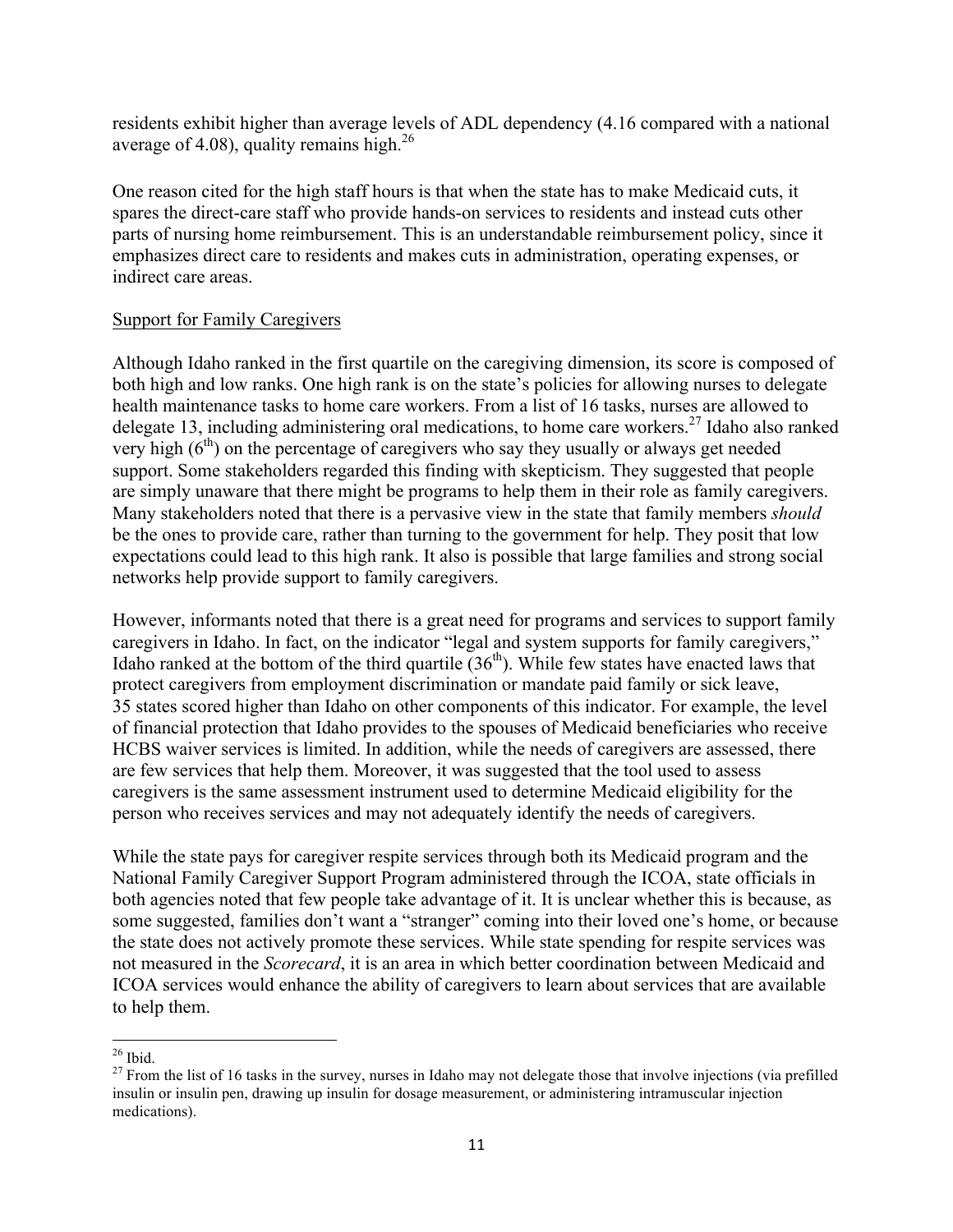residents exhibit higher than average levels of ADL dependency (4.16 compared with a national average of 4.08), quality remains high.[26]

One reason cited for the high staff hours is that when the state has to make Medicaid cuts, it spares the direct-care staff who provide hands-on services to residents and instead cuts other parts of nursing home reimbursement. This is an understandable reimbursement policy, since it emphasizes direct care to residents and makes cuts in administration, operating expenses, or indirect care areas.

<u>Support for Family Caregivers</u>

Although Idaho ranked in the first quartile on the caregiving dimension, its score is composed of both high and low ranks. One high rank is on the state's policies for allowing nurses to delegate health maintenance tasks to home care workers. From a list of 16 tasks, nurses are allowed to delegate 13, including administering oral medications, to home care workers.[27] Idaho also ranked very high (6th) on the percentage of caregivers who say they usually or always get needed support. Some stakeholders regarded this finding with skepticism. They suggested that people are simply unaware that there might be programs to help them in their role as family caregivers. Many stakeholders noted that there is a pervasive view in the state that family members *should* be the ones to provide care, rather than turning to the government for help. They posit that low expectations could lead to this high rank. It also is possible that large families and strong social networks help provide support to family caregivers.

However, informants noted that there is a great need for programs and services to support family caregivers in Idaho. In fact, on the indicator "legal and system supports for family caregivers," Idaho ranked at the bottom of the third quartile (36th). While few states have enacted laws that protect caregivers from employment discrimination or mandate paid family or sick leave, 35 states scored higher than Idaho on other components of this indicator. For example, the level of financial protection that Idaho provides to the spouses of Medicaid beneficiaries who receive HCBS waiver services is limited. In addition, while the needs of caregivers are assessed, there are few services that help them. Moreover, it was suggested that the tool used to assess caregivers is the same assessment instrument used to determine Medicaid eligibility for the person who receives services and may not adequately identify the needs of caregivers.

While the state pays for caregiver respite services through both its Medicaid program and the National Family Caregiver Support Program administered through the ICOA, state officials in both agencies noted that few people take advantage of it. It is unclear whether this is because, as some suggested, families don't want a "stranger" coming into their loved one's home, or because the state does not actively promote these services. While state spending for respite services was not measured in the *Scorecard*, it is an area in which better coordination between Medicaid and ICOA services would enhance the ability of caregivers to learn about services that are available to help them.

---

[26] Ibid.

[27] From the list of 16 tasks in the survey, nurses in Idaho may not delegate those that involve injections (via prefilled insulin or insulin pen, drawing up insulin for dosage measurement, or administering intramuscular injection medications).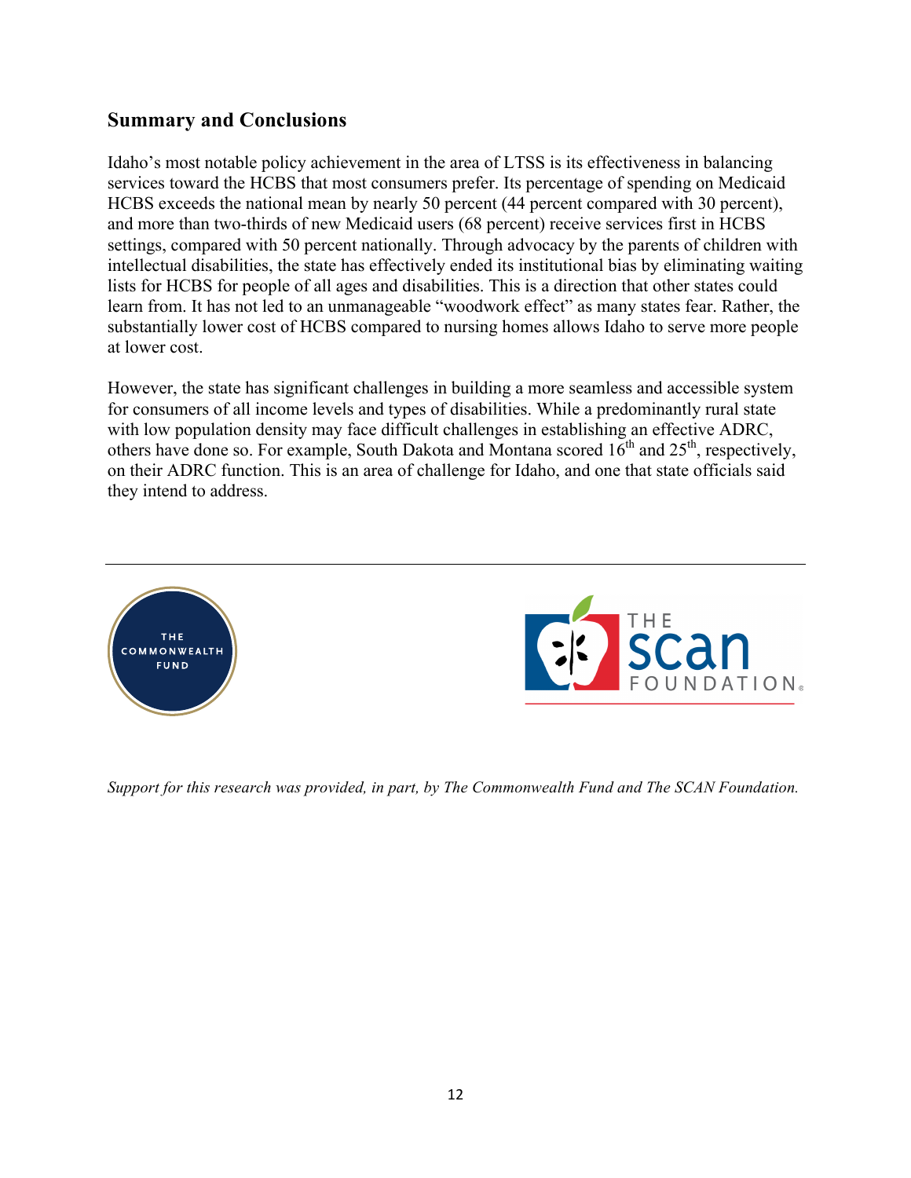## Summary and Conclusions

Idaho's most notable policy achievement in the area of LTSS is its effectiveness in balancing services toward the HCBS that most consumers prefer. Its percentage of spending on Medicaid HCBS exceeds the national mean by nearly 50 percent (44 percent compared with 30 percent), and more than two-thirds of new Medicaid users (68 percent) receive services first in HCBS settings, compared with 50 percent nationally. Through advocacy by the parents of children with intellectual disabilities, the state has effectively ended its institutional bias by eliminating waiting lists for HCBS for people of all ages and disabilities. This is a direction that other states could learn from. It has not led to an unmanageable "woodwork effect" as many states fear. Rather, the substantially lower cost of HCBS compared to nursing homes allows Idaho to serve more people at lower cost.

However, the state has significant challenges in building a more seamless and accessible system for consumers of all income levels and types of disabilities. While a predominantly rural state with low population density may face difficult challenges in establishing an effective ADRC, others have done so. For example, South Dakota and Montana scored 16th and 25th, respectively, on their ADRC function. This is an area of challenge for Idaho, and one that state officials said they intend to address.

---

*Support for this research was provided, in part, by The Commonwealth Fund and The SCAN Foundation.*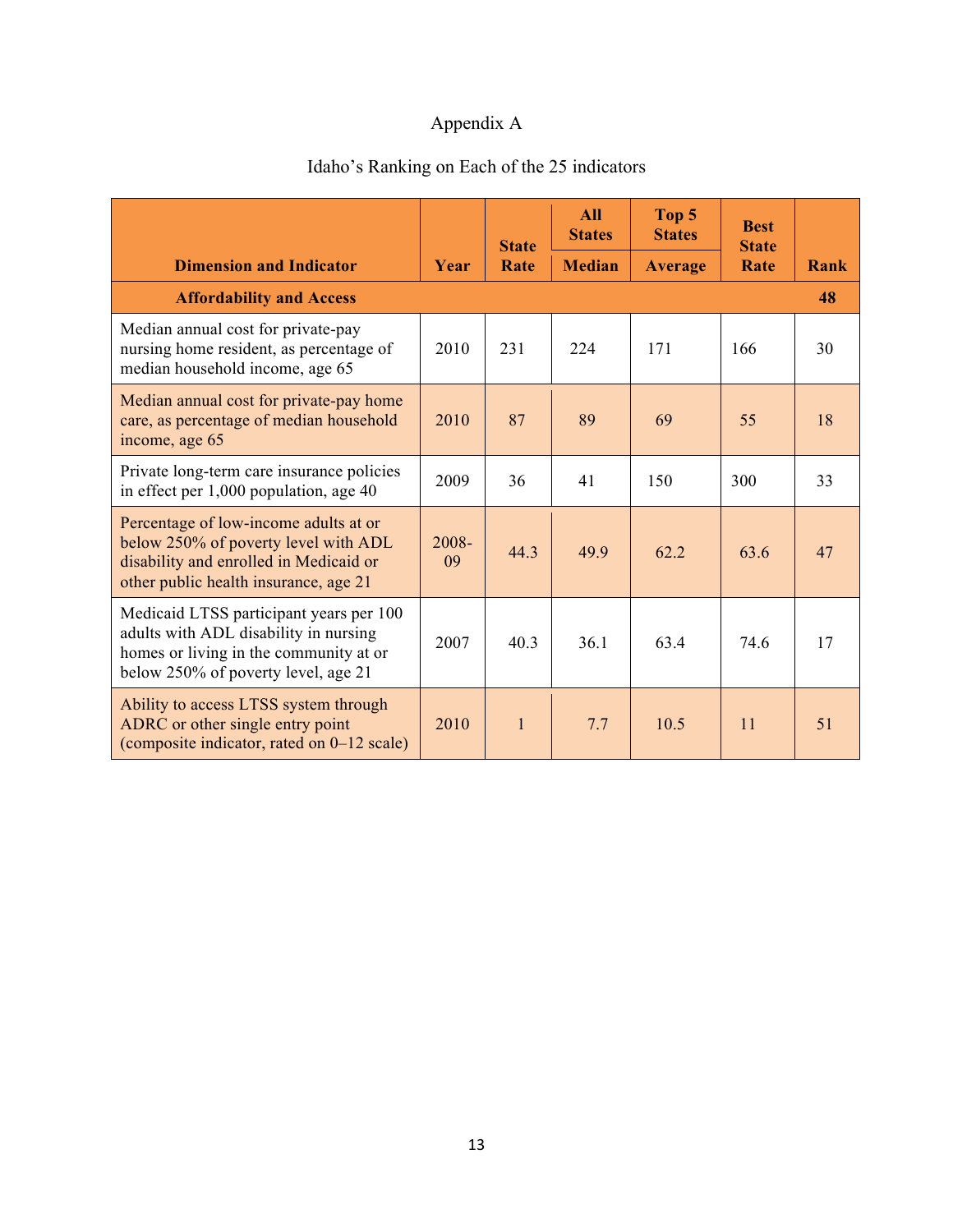Appendix A

Idaho's Ranking on Each of the 25 indicators

| Dimension and Indicator | Year | State Rate | All States Median | Top 5 States Average | Best State Rate | Rank |
|---|---|---|---|---|---|---|
| **Affordability and Access** | | | | | | **48** |
| Median annual cost for private-pay nursing home resident, as percentage of median household income, age 65 | 2010 | 231 | 224 | 171 | 166 | 30 |
| Median annual cost for private-pay home care, as percentage of median household income, age 65 | 2010 | 87 | 89 | 69 | 55 | 18 |
| Private long-term care insurance policies in effect per 1,000 population, age 40 | 2009 | 36 | 41 | 150 | 300 | 33 |
| Percentage of low-income adults at or below 250% of poverty level with ADL disability and enrolled in Medicaid or other public health insurance, age 21 | 2008-09 | 44.3 | 49.9 | 62.2 | 63.6 | 47 |
| Medicaid LTSS participant years per 100 adults with ADL disability in nursing homes or living in the community at or below 250% of poverty level, age 21 | 2007 | 40.3 | 36.1 | 63.4 | 74.6 | 17 |
| Ability to access LTSS system through ADRC or other single entry point (composite indicator, rated on 0–12 scale) | 2010 | 1 | 7.7 | 10.5 | 11 | 51 |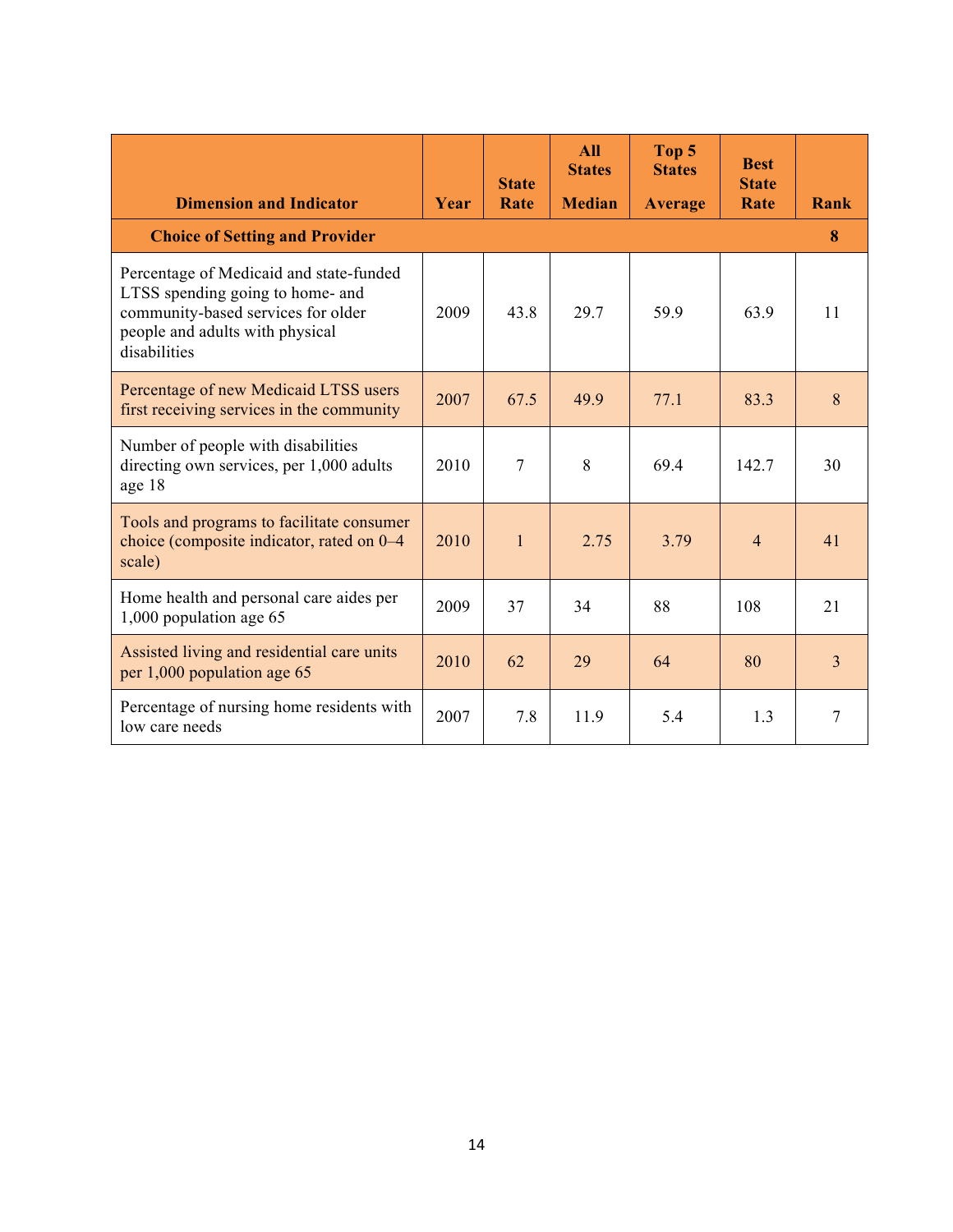| Dimension and Indicator | Year | State Rate | All States Median | Top 5 States Average | Best State Rate | Rank |
|---|---|---|---|---|---|---|
| **Choice of Setting and Provider** | | | | | | **8** |
| Percentage of Medicaid and state-funded LTSS spending going to home- and community-based services for older people and adults with physical disabilities | 2009 | 43.8 | 29.7 | 59.9 | 63.9 | 11 |
| Percentage of new Medicaid LTSS users first receiving services in the community | 2007 | 67.5 | 49.9 | 77.1 | 83.3 | 8 |
| Number of people with disabilities directing own services, per 1,000 adults age 18 | 2010 | 7 | 8 | 69.4 | 142.7 | 30 |
| Tools and programs to facilitate consumer choice (composite indicator, rated on 0–4 scale) | 2010 | 1 | 2.75 | 3.79 | 4 | 41 |
| Home health and personal care aides per 1,000 population age 65 | 2009 | 37 | 34 | 88 | 108 | 21 |
| Assisted living and residential care units per 1,000 population age 65 | 2010 | 62 | 29 | 64 | 80 | 3 |
| Percentage of nursing home residents with low care needs | 2007 | 7.8 | 11.9 | 5.4 | 1.3 | 7 |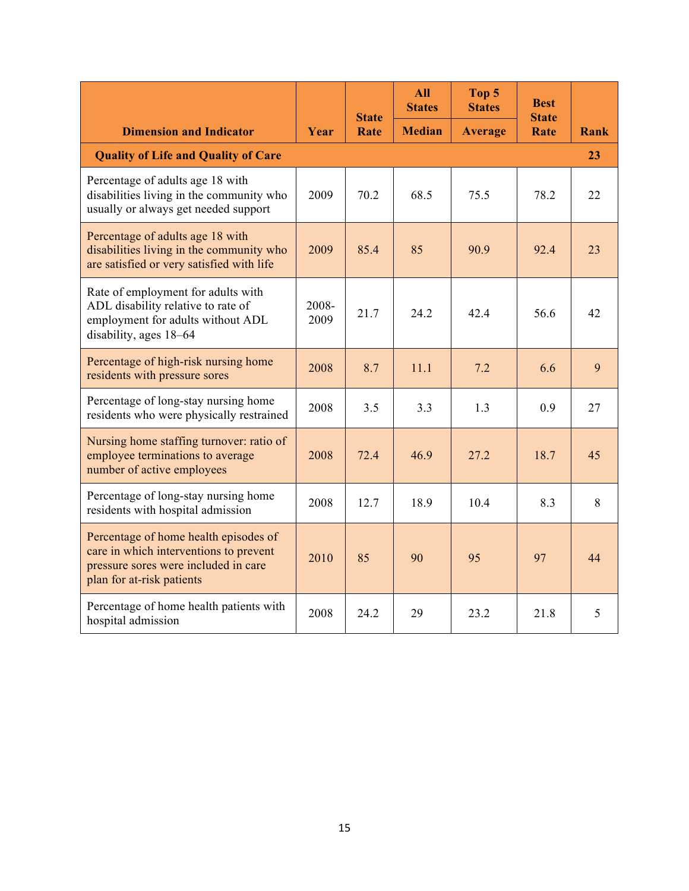| Dimension and Indicator | Year | State Rate | All States | Top 5 States | Best State Rate | Rank |
|---|---|---|---|---|---|---|
| | | | Median | Average | | |
| **Quality of Life and Quality of Care** | | | | | | **23** |
| Percentage of adults age 18 with disabilities living in the community who usually or always get needed support | 2009 | 70.2 | 68.5 | 75.5 | 78.2 | 22 |
| Percentage of adults age 18 with disabilities living in the community who are satisfied or very satisfied with life | 2009 | 85.4 | 85 | 90.9 | 92.4 | 23 |
| Rate of employment for adults with ADL disability relative to rate of employment for adults without ADL disability, ages 18–64 | 2008-2009 | 21.7 | 24.2 | 42.4 | 56.6 | 42 |
| Percentage of high-risk nursing home residents with pressure sores | 2008 | 8.7 | 11.1 | 7.2 | 6.6 | 9 |
| Percentage of long-stay nursing home residents who were physically restrained | 2008 | 3.5 | 3.3 | 1.3 | 0.9 | 27 |
| Nursing home staffing turnover: ratio of employee terminations to average number of active employees | 2008 | 72.4 | 46.9 | 27.2 | 18.7 | 45 |
| Percentage of long-stay nursing home residents with hospital admission | 2008 | 12.7 | 18.9 | 10.4 | 8.3 | 8 |
| Percentage of home health episodes of care in which interventions to prevent pressure sores were included in care plan for at-risk patients | 2010 | 85 | 90 | 95 | 97 | 44 |
| Percentage of home health patients with hospital admission | 2008 | 24.2 | 29 | 23.2 | 21.8 | 5 |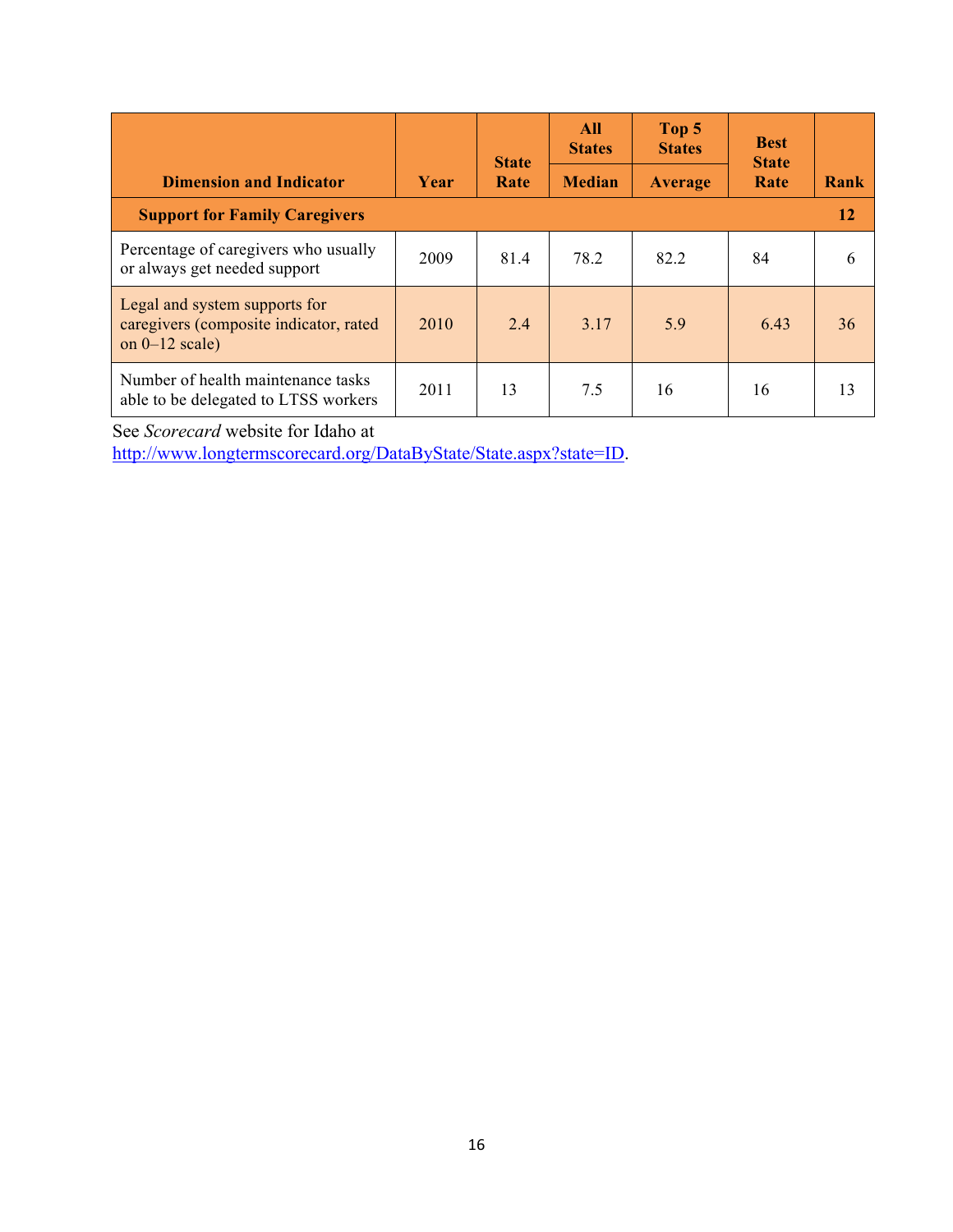| Dimension and Indicator | Year | State Rate | All States | Top 5 States | Best State Rate | Rank |
|---|---|---|---|---|---|---|
| | | | Median | Average | | |
| **Support for Family Caregivers** | | | | | | **12** |
| Percentage of caregivers who usually or always get needed support | 2009 | 81.4 | 78.2 | 82.2 | 84 | 6 |
| Legal and system supports for caregivers (composite indicator, rated on 0–12 scale) | 2010 | 2.4 | 3.17 | 5.9 | 6.43 | 36 |
| Number of health maintenance tasks able to be delegated to LTSS workers | 2011 | 13 | 7.5 | 16 | 16 | 13 |

See *Scorecard* website for Idaho at http://www.longtermscorecard.org/DataByState/State.aspx?state=ID.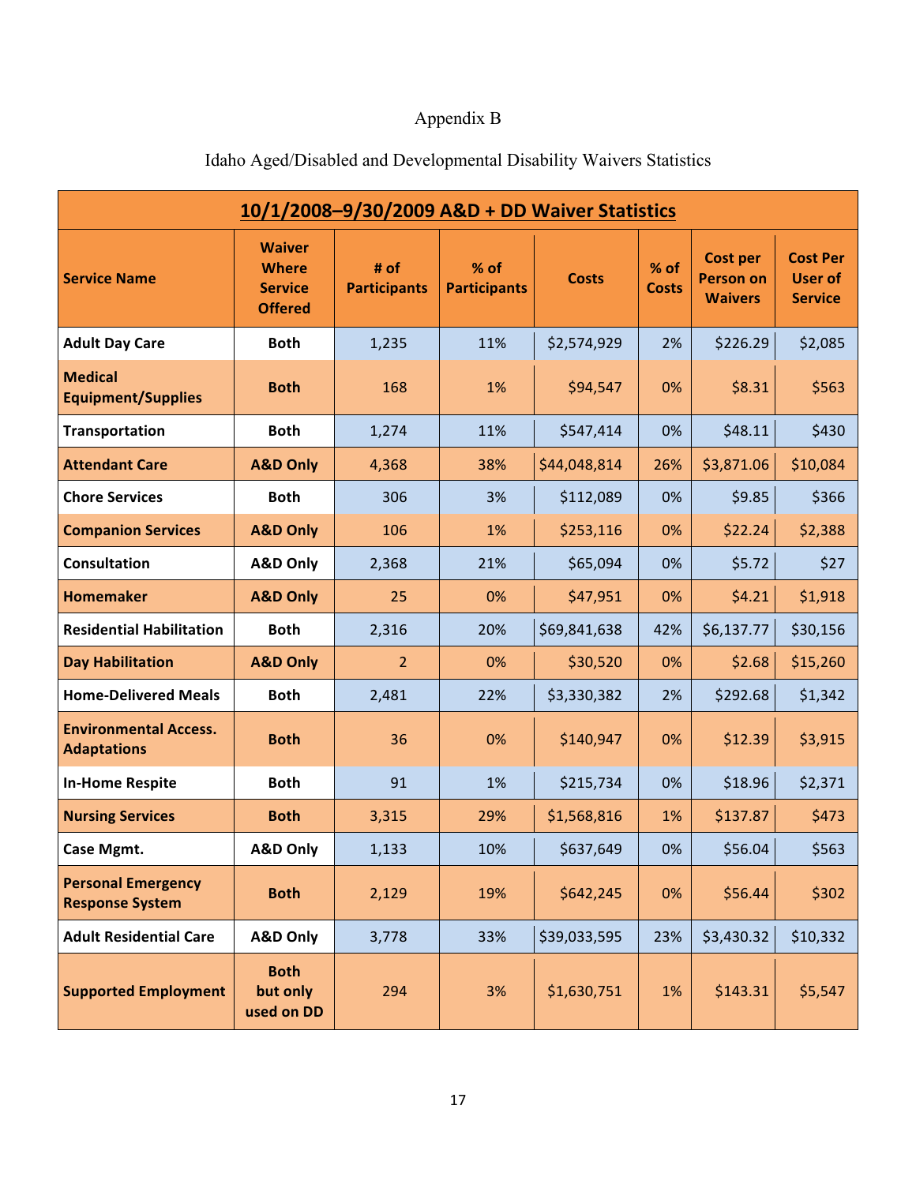Appendix B

Idaho Aged/Disabled and Developmental Disability Waivers Statistics

| 10/1/2008–9/30/2009 A&D + DD Waiver Statistics | | | | | | | |
|---|---|---|---|---|---|---|---|
| **Service Name** | **Waiver Where Service Offered** | **# of Participants** | **% of Participants** | **Costs** | **% of Costs** | **Cost per Person on Waivers** | **Cost Per User of Service** |
| **Adult Day Care** | **Both** | 1,235 | 11% | $2,574,929 | 2% | $226.29 | $2,085 |
| **Medical Equipment/Supplies** | **Both** | 168 | 1% | $94,547 | 0% | $8.31 | $563 |
| **Transportation** | **Both** | 1,274 | 11% | $547,414 | 0% | $48.11 | $430 |
| **Attendant Care** | **A&D Only** | 4,368 | 38% | $44,048,814 | 26% | $3,871.06 | $10,084 |
| **Chore Services** | **Both** | 306 | 3% | $112,089 | 0% | $9.85 | $366 |
| **Companion Services** | **A&D Only** | 106 | 1% | $253,116 | 0% | $22.24 | $2,388 |
| **Consultation** | **A&D Only** | 2,368 | 21% | $65,094 | 0% | $5.72 | $27 |
| **Homemaker** | **A&D Only** | 25 | 0% | $47,951 | 0% | $4.21 | $1,918 |
| **Residential Habilitation** | **Both** | 2,316 | 20% | $69,841,638 | 42% | $6,137.77 | $30,156 |
| **Day Habilitation** | **A&D Only** | 2 | 0% | $30,520 | 0% | $2.68 | $15,260 |
| **Home-Delivered Meals** | **Both** | 2,481 | 22% | $3,330,382 | 2% | $292.68 | $1,342 |
| **Environmental Access. Adaptations** | **Both** | 36 | 0% | $140,947 | 0% | $12.39 | $3,915 |
| **In-Home Respite** | **Both** | 91 | 1% | $215,734 | 0% | $18.96 | $2,371 |
| **Nursing Services** | **Both** | 3,315 | 29% | $1,568,816 | 1% | $137.87 | $473 |
| **Case Mgmt.** | **A&D Only** | 1,133 | 10% | $637,649 | 0% | $56.04 | $563 |
| **Personal Emergency Response System** | **Both** | 2,129 | 19% | $642,245 | 0% | $56.44 | $302 |
| **Adult Residential Care** | **A&D Only** | 3,778 | 33% | $39,033,595 | 23% | $3,430.32 | $10,332 |
| **Supported Employment** | **Both but only used on DD** | 294 | 3% | $1,630,751 | 1% | $143.31 | $5,547 |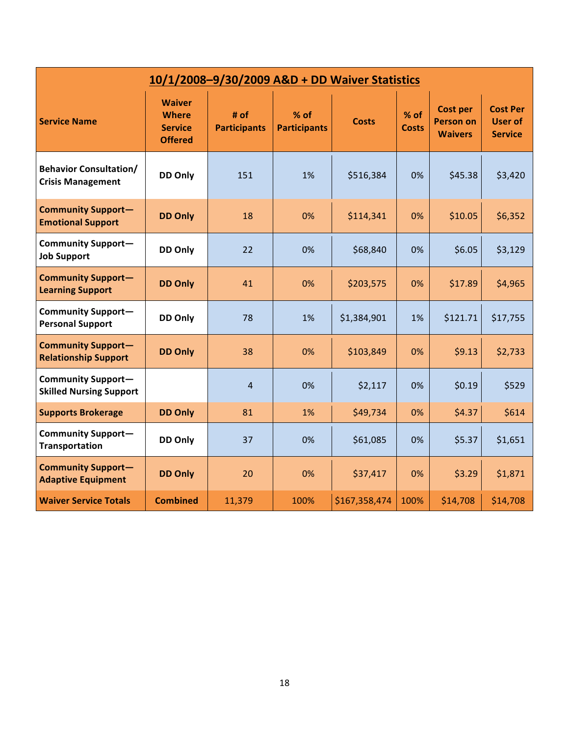| 10/1/2008–9/30/2009 A&D + DD Waiver Statistics | | | | | | | |
|---|---|---|---|---|---|---|---|
| **Service Name** | **Waiver Where Service Offered** | **# of Participants** | **% of Participants** | **Costs** | **% of Costs** | **Cost per Person on Waivers** | **Cost Per User of Service** |
| **Behavior Consultation/ Crisis Management** | **DD Only** | 151 | 1% | $516,384 | 0% | $45.38 | $3,420 |
| **Community Support—Emotional Support** | **DD Only** | 18 | 0% | $114,341 | 0% | $10.05 | $6,352 |
| **Community Support—Job Support** | **DD Only** | 22 | 0% | $68,840 | 0% | $6.05 | $3,129 |
| **Community Support—Learning Support** | **DD Only** | 41 | 0% | $203,575 | 0% | $17.89 | $4,965 |
| **Community Support—Personal Support** | **DD Only** | 78 | 1% | $1,384,901 | 1% | $121.71 | $17,755 |
| **Community Support—Relationship Support** | **DD Only** | 38 | 0% | $103,849 | 0% | $9.13 | $2,733 |
| **Community Support—Skilled Nursing Support** | | 4 | 0% | $2,117 | 0% | $0.19 | $529 |
| **Supports Brokerage** | **DD Only** | 81 | 1% | $49,734 | 0% | $4.37 | $614 |
| **Community Support—Transportation** | **DD Only** | 37 | 0% | $61,085 | 0% | $5.37 | $1,651 |
| **Community Support—Adaptive Equipment** | **DD Only** | 20 | 0% | $37,417 | 0% | $3.29 | $1,871 |
| **Waiver Service Totals** | **Combined** | 11,379 | 100% | $167,358,474 | 100% | $14,708 | $14,708 |